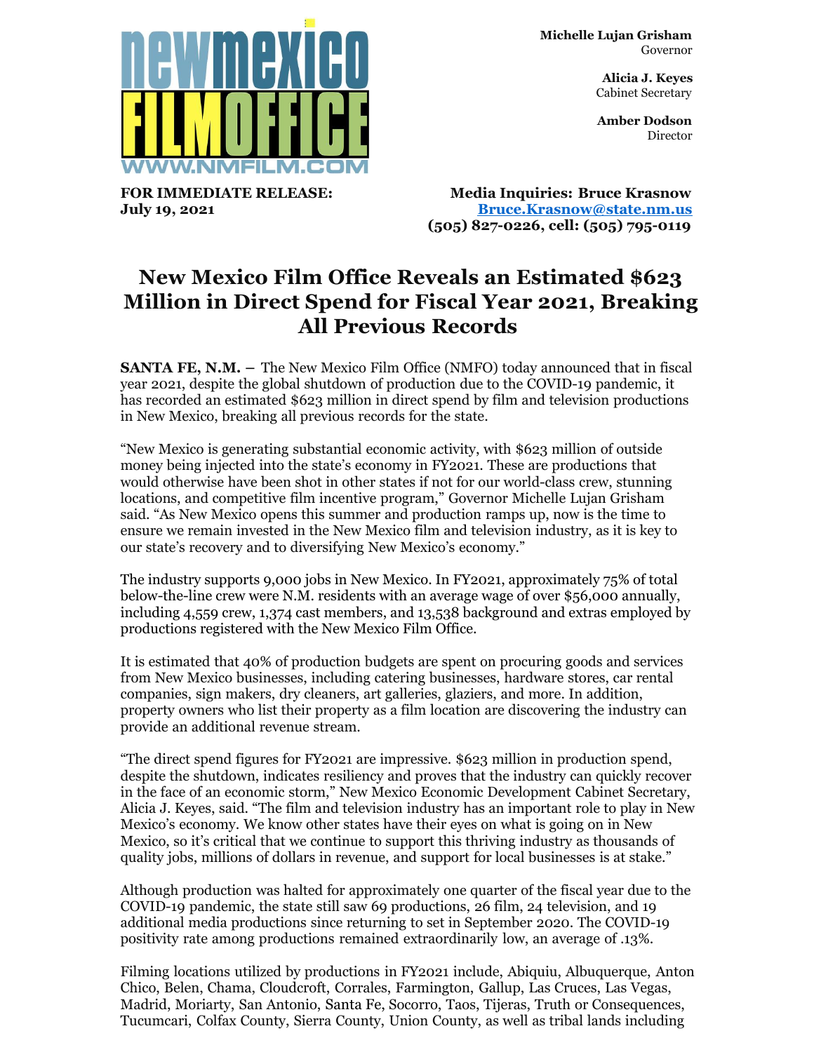Michelle Lujan Grisham
Governor

Alicia J. Keyes
Cabinet Secretary

Amber Dodson
Director

**FOR IMMEDIATE RELEASE:**
**July 19, 2021**

**Media Inquiries: Bruce Krasnow**
**Bruce.Krasnow@state.nm.us**
**(505) 827-0226, cell: (505) 795-0119**

# New Mexico Film Office Reveals an Estimated $623 Million in Direct Spend for Fiscal Year 2021, Breaking All Previous Records

**SANTA FE, N.M. –** The New Mexico Film Office (NMFO) today announced that in fiscal year 2021, despite the global shutdown of production due to the COVID-19 pandemic, it has recorded an estimated $623 million in direct spend by film and television productions in New Mexico, breaking all previous records for the state.

"New Mexico is generating substantial economic activity, with $623 million of outside money being injected into the state's economy in FY2021. These are productions that would otherwise have been shot in other states if not for our world-class crew, stunning locations, and competitive film incentive program," Governor Michelle Lujan Grisham said. "As New Mexico opens this summer and production ramps up, now is the time to ensure we remain invested in the New Mexico film and television industry, as it is key to our state's recovery and to diversifying New Mexico's economy."

The industry supports 9,000 jobs in New Mexico. In FY2021, approximately 75% of total below-the-line crew were N.M. residents with an average wage of over $56,000 annually, including 4,559 crew, 1,374 cast members, and 13,538 background and extras employed by productions registered with the New Mexico Film Office.

It is estimated that 40% of production budgets are spent on procuring goods and services from New Mexico businesses, including catering businesses, hardware stores, car rental companies, sign makers, dry cleaners, art galleries, glaziers, and more. In addition, property owners who list their property as a film location are discovering the industry can provide an additional revenue stream.

"The direct spend figures for FY2021 are impressive. $623 million in production spend, despite the shutdown, indicates resiliency and proves that the industry can quickly recover in the face of an economic storm," New Mexico Economic Development Cabinet Secretary, Alicia J. Keyes, said. "The film and television industry has an important role to play in New Mexico's economy. We know other states have their eyes on what is going on in New Mexico, so it's critical that we continue to support this thriving industry as thousands of quality jobs, millions of dollars in revenue, and support for local businesses is at stake."

Although production was halted for approximately one quarter of the fiscal year due to the COVID-19 pandemic, the state still saw 69 productions, 26 film, 24 television, and 19 additional media productions since returning to set in September 2020. The COVID-19 positivity rate among productions remained extraordinarily low, an average of .13%.

Filming locations utilized by productions in FY2021 include, Abiquiu, Albuquerque, Anton Chico, Belen, Chama, Cloudcroft, Corrales, Farmington, Gallup, Las Cruces, Las Vegas, Madrid, Moriarty, San Antonio, Santa Fe, Socorro, Taos, Tijeras, Truth or Consequences, Tucumcari, Colfax County, Sierra County, Union County, as well as tribal lands including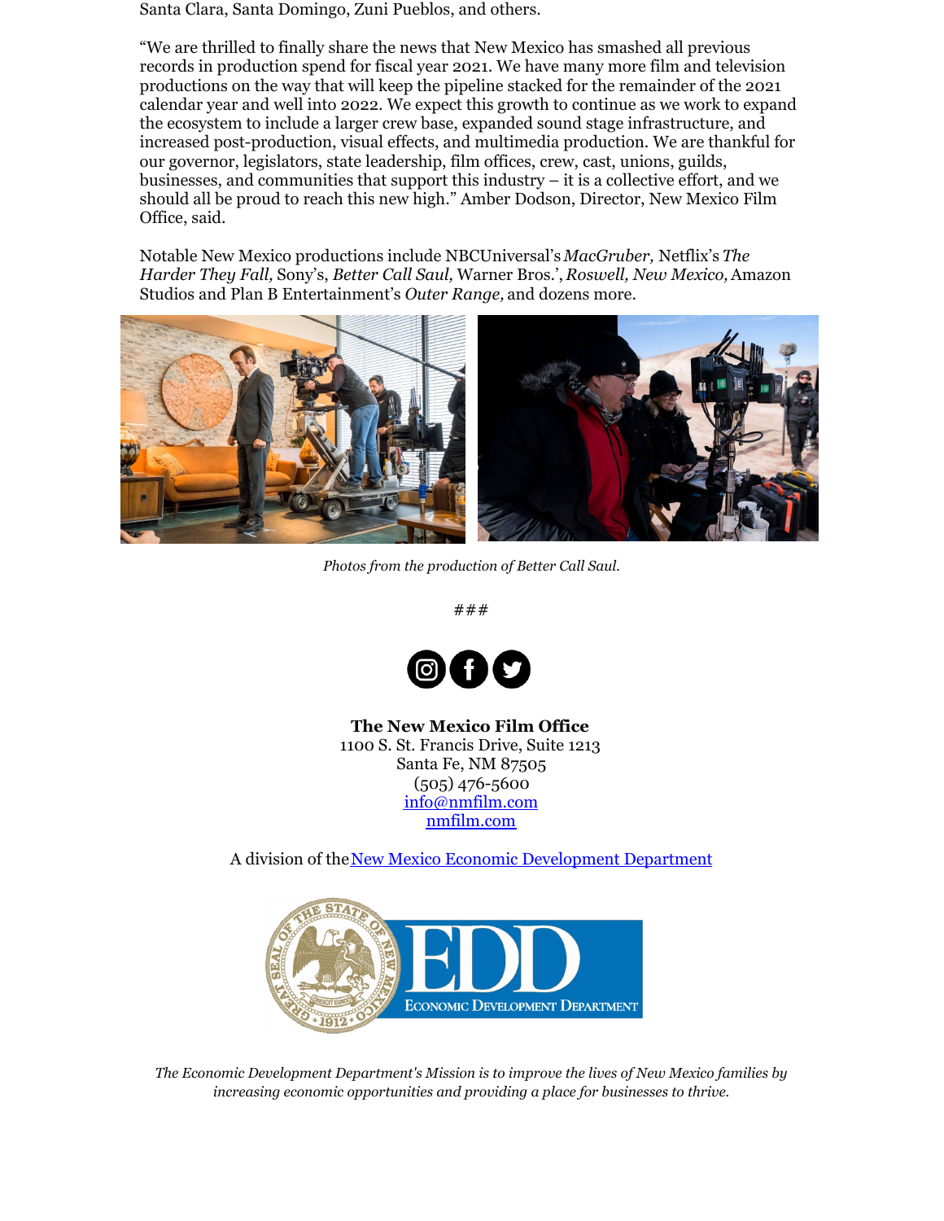Santa Clara, Santa Domingo, Zuni Pueblos, and others.

"We are thrilled to finally share the news that New Mexico has smashed all previous records in production spend for fiscal year 2021. We have many more film and television productions on the way that will keep the pipeline stacked for the remainder of the 2021 calendar year and well into 2022. We expect this growth to continue as we work to expand the ecosystem to include a larger crew base, expanded sound stage infrastructure, and increased post-production, visual effects, and multimedia production. We are thankful for our governor, legislators, state leadership, film offices, crew, cast, unions, guilds, businesses, and communities that support this industry – it is a collective effort, and we should all be proud to reach this new high." Amber Dodson, Director, New Mexico Film Office, said.

Notable New Mexico productions include NBCUniversal's *MacGruber,* Netflix's *The Harder They Fall,* Sony's, *Better Call Saul,* Warner Bros.', *Roswell, New Mexico,* Amazon Studios and Plan B Entertainment's *Outer Range,* and dozens more.

*Photos from the production of Better Call Saul.*

###

**The New Mexico Film Office**
1100 S. St. Francis Drive, Suite 1213
Santa Fe, NM 87505
(505) 476-5600
info@nmfilm.com
nmfilm.com

A division of the New Mexico Economic Development Department

*The Economic Development Department's Mission is to improve the lives of New Mexico families by increasing economic opportunities and providing a place for businesses to thrive.*